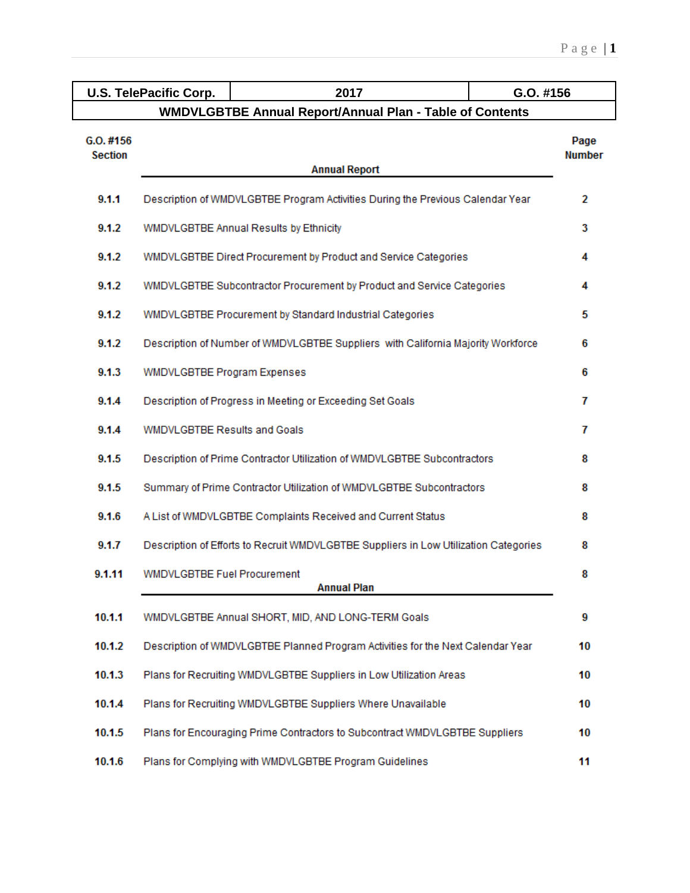| U.S. TelePacific Corp. | 2017 | G.O. #156 |
| --- | --- | --- |
| WMDVLGBTBE Annual Report/Annual Plan - Table of Contents | | |

| G.O. #156 Section | Annual Report | Page Number |
| --- | --- | --- |
| 9.1.1 | Description of WMDVLGBTBE Program Activities During the Previous Calendar Year | 2 |
| 9.1.2 | WMDVLGBTBE Annual Results by Ethnicity | 3 |
| 9.1.2 | WMDVLGBTBE Direct Procurement by Product and Service Categories | 4 |
| 9.1.2 | WMDVLGBTBE Subcontractor Procurement by Product and Service Categories | 4 |
| 9.1.2 | WMDVLGBTBE Procurement by Standard Industrial Categories | 5 |
| 9.1.2 | Description of Number of WMDVLGBTBE Suppliers with California Majority Workforce | 6 |
| 9.1.3 | WMDVLGBTBE Program Expenses | 6 |
| 9.1.4 | Description of Progress in Meeting or Exceeding Set Goals | 7 |
| 9.1.4 | WMDVLGBTBE Results and Goals | 7 |
| 9.1.5 | Description of Prime Contractor Utilization of WMDVLGBTBE Subcontractors | 8 |
| 9.1.5 | Summary of Prime Contractor Utilization of WMDVLGBTBE Subcontractors | 8 |
| 9.1.6 | A List of WMDVLGBTBE Complaints Received and Current Status | 8 |
| 9.1.7 | Description of Efforts to Recruit WMDVLGBTBE Suppliers in Low Utilization Categories | 8 |
| 9.1.11 | WMDVLGBTBE Fuel Procurement | 8 |
| | **Annual Plan** | |
| 10.1.1 | WMDVLGBTBE Annual SHORT, MID, AND LONG-TERM Goals | 9 |
| 10.1.2 | Description of WMDVLGBTBE Planned Program Activities for the Next Calendar Year | 10 |
| 10.1.3 | Plans for Recruiting WMDVLGBTBE Suppliers in Low Utilization Areas | 10 |
| 10.1.4 | Plans for Recruiting WMDVLGBTBE Suppliers Where Unavailable | 10 |
| 10.1.5 | Plans for Encouraging Prime Contractors to Subcontract WMDVLGBTBE Suppliers | 10 |
| 10.1.6 | Plans for Complying with WMDVLGBTBE Program Guidelines | 11 |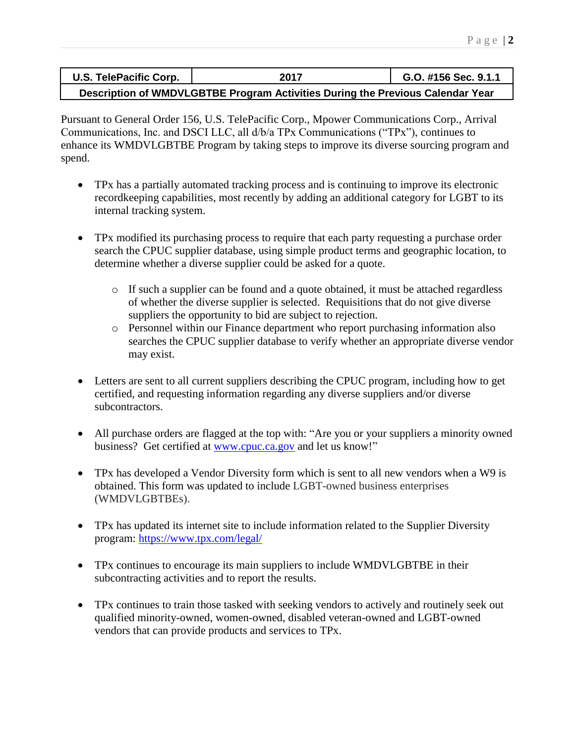| U.S. TelePacific Corp. | 2017 | G.O. #156 Sec. 9.1.1 |
| --- | --- | --- |
| **Description of WMDVLGBTBE Program Activities During the Previous Calendar Year** | | |

Pursuant to General Order 156, U.S. TelePacific Corp., Mpower Communications Corp., Arrival Communications, Inc. and DSCI LLC, all d/b/a TPx Communications ("TPx"), continues to enhance its WMDVLGBTBE Program by taking steps to improve its diverse sourcing program and spend.

- TPx has a partially automated tracking process and is continuing to improve its electronic recordkeeping capabilities, most recently by adding an additional category for LGBT to its internal tracking system.

- TPx modified its purchasing process to require that each party requesting a purchase order search the CPUC supplier database, using simple product terms and geographic location, to determine whether a diverse supplier could be asked for a quote.

  - If such a supplier can be found and a quote obtained, it must be attached regardless of whether the diverse supplier is selected. Requisitions that do not give diverse suppliers the opportunity to bid are subject to rejection.
  - Personnel within our Finance department who report purchasing information also searches the CPUC supplier database to verify whether an appropriate diverse vendor may exist.

- Letters are sent to all current suppliers describing the CPUC program, including how to get certified, and requesting information regarding any diverse suppliers and/or diverse subcontractors.

- All purchase orders are flagged at the top with: "Are you or your suppliers a minority owned business? Get certified at [www.cpuc.ca.gov](www.cpuc.ca.gov) and let us know!"

- TPx has developed a Vendor Diversity form which is sent to all new vendors when a W9 is obtained. This form was updated to include LGBT-owned business enterprises (WMDVLGBTBEs).

- TPx has updated its internet site to include information related to the Supplier Diversity program: [https://www.tpx.com/legal/](https://www.tpx.com/legal/)

- TPx continues to encourage its main suppliers to include WMDVLGBTBE in their subcontracting activities and to report the results.

- TPx continues to train those tasked with seeking vendors to actively and routinely seek out qualified minority-owned, women-owned, disabled veteran-owned and LGBT-owned vendors that can provide products and services to TPx.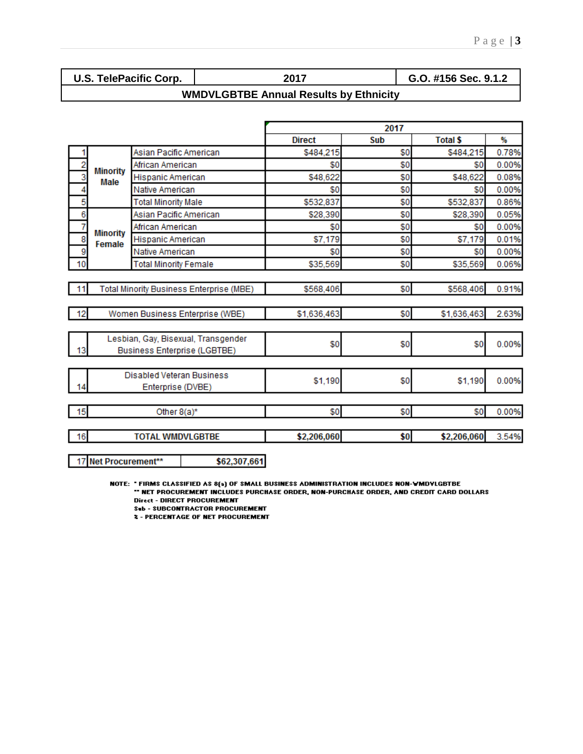| U.S. TelePacific Corp. | 2017 | G.O. #156 Sec. 9.1.2 |
|---|---|---|
| **WMDVLGBTBE Annual Results by Ethnicity** | | |

| | | | 2017 | | | |
|---|---|---|---|---|---|---|
| | | | **Direct** | **Sub** | **Total $** | **%** |
| 1 | **Minority Male** | Asian Pacific American | $484,215 | $0 | $484,215 | 0.78% |
| 2 | | African American | $0 | $0 | $0 | 0.00% |
| 3 | | Hispanic American | $48,622 | $0 | $48,622 | 0.08% |
| 4 | | Native American | $0 | $0 | $0 | 0.00% |
| 5 | | Total Minority Male | $532,837 | $0 | $532,837 | 0.86% |
| 6 | **Minority Female** | Asian Pacific American | $28,390 | $0 | $28,390 | 0.05% |
| 7 | | African American | $0 | $0 | $0 | 0.00% |
| 8 | | Hispanic American | $7,179 | $0 | $7,179 | 0.01% |
| 9 | | Native American | $0 | $0 | $0 | 0.00% |
| 10 | | Total Minority Female | $35,569 | $0 | $35,569 | 0.06% |
| 11 | Total Minority Business Enterprise (MBE) | | $568,406 | $0 | $568,406 | 0.91% |
| 12 | Women Business Enterprise (WBE) | | $1,636,463 | $0 | $1,636,463 | 2.63% |
| 13 | Lesbian, Gay, Bisexual, Transgender Business Enterprise (LGBTBE) | | $0 | $0 | $0 | 0.00% |
| 14 | Disabled Veteran Business Enterprise (DVBE) | | $1,190 | $0 | $1,190 | 0.00% |
| 15 | Other 8(a)* | | $0 | $0 | $0 | 0.00% |
| 16 | **TOTAL WMDVLGBTBE** | | **$2,206,060** | **$0** | **$2,206,060** | 3.54% |

| 17 | **Net Procurement**** | **$62,307,661** |
|---|---|---|

NOTE: * FIRMS CLASSIFIED AS 8(a) OF SMALL BUSINESS ADMINISTRATION INCLUDES NON-WMDVLGBTBE
** NET PROCUREMENT INCLUDES PURCHASE ORDER, NON-PURCHASE ORDER, AND CREDIT CARD DOLLARS
Direct - DIRECT PROCUREMENT
Sub - SUBCONTRACTOR PROCUREMENT
% - PERCENTAGE OF NET PROCUREMENT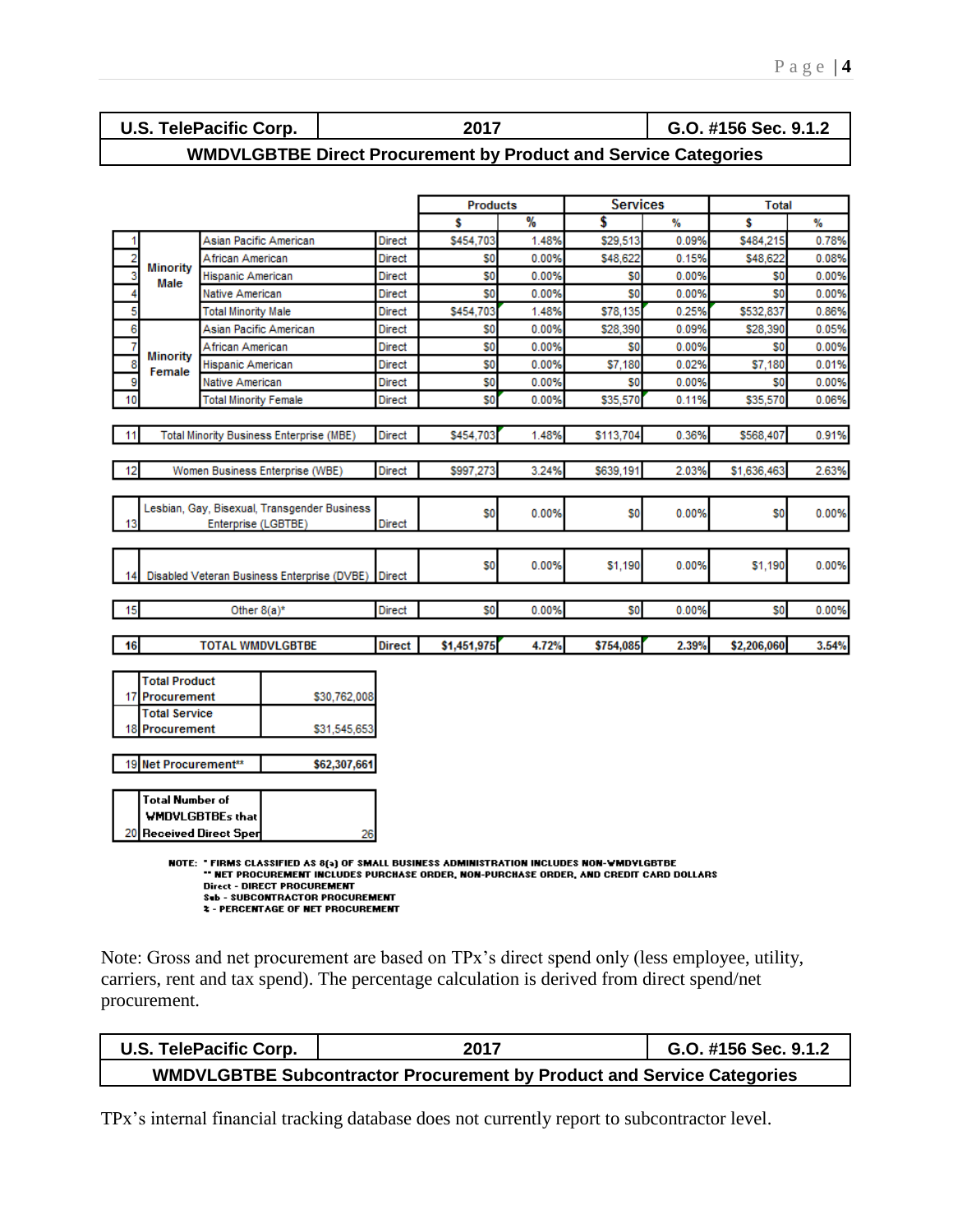| U.S. TelePacific Corp. | 2017 | G.O. #156 Sec. 9.1.2 |
|---|---|---|
| **WMDVLGBTBE Direct Procurement by Product and Service Categories** | | |

| | | | | Products | | Services | | Total | |
|---|---|---|---|---|---|---|---|---|---|
| | | | | $ | % | $ | % | $ | % |
| 1 | Minority Male | Asian Pacific American | Direct | $454,703 | 1.48% | $29,513 | 0.09% | $484,215 | 0.78% |
| 2 | | African American | Direct | $0 | 0.00% | $48,622 | 0.15% | $48,622 | 0.08% |
| 3 | | Hispanic American | Direct | $0 | 0.00% | $0 | 0.00% | $0 | 0.00% |
| 4 | | Native American | Direct | $0 | 0.00% | $0 | 0.00% | $0 | 0.00% |
| 5 | | Total Minority Male | Direct | $454,703 | 1.48% | $78,135 | 0.25% | $532,837 | 0.86% |
| 6 | Minority Female | Asian Pacific American | Direct | $0 | 0.00% | $28,390 | 0.09% | $28,390 | 0.05% |
| 7 | | African American | Direct | $0 | 0.00% | $0 | 0.00% | $0 | 0.00% |
| 8 | | Hispanic American | Direct | $0 | 0.00% | $7,180 | 0.02% | $7,180 | 0.01% |
| 9 | | Native American | Direct | $0 | 0.00% | $0 | 0.00% | $0 | 0.00% |
| 10 | | Total Minority Female | Direct | $0 | 0.00% | $35,570 | 0.11% | $35,570 | 0.06% |
| 11 | Total Minority Business Enterprise (MBE) | | Direct | $454,703 | 1.48% | $113,704 | 0.36% | $568,407 | 0.91% |
| 12 | Women Business Enterprise (WBE) | | Direct | $997,273 | 3.24% | $639,191 | 2.03% | $1,636,463 | 2.63% |
| 13 | Lesbian, Gay, Bisexual, Transgender Business Enterprise (LGBTBE) | | Direct | $0 | 0.00% | $0 | 0.00% | $0 | 0.00% |
| 14 | Disabled Veteran Business Enterprise (DVBE) | | Direct | $0 | 0.00% | $1,190 | 0.00% | $1,190 | 0.00% |
| 15 | Other 8(a)* | | Direct | $0 | 0.00% | $0 | 0.00% | $0 | 0.00% |
| 16 | **TOTAL WMDVLGBTBE** | | **Direct** | **$1,451,975** | **4.72%** | **$754,085** | **2.39%** | **$2,206,060** | **3.54%** |

| | | |
|---|---|---|
| 17 | **Total Product Procurement** | $30,762,008 |
| 18 | **Total Service Procurement** | $31,545,653 |
| 19 | **Net Procurement**** | **$62,307,661** |
| 20 | **Total Number of WMDVLGBTBEs that Received Direct Sper** | 26 |

NOTE: * FIRMS CLASSIFIED AS 8(a) OF SMALL BUSINESS ADMINISTRATION INCLUDES NON-WMDVLGBTBE
** NET PROCUREMENT INCLUDES PURCHASE ORDER, NON-PURCHASE ORDER, AND CREDIT CARD DOLLARS
Direct - DIRECT PROCUREMENT
Sub - SUBCONTRACTOR PROCUREMENT
% - PERCENTAGE OF NET PROCUREMENT

Note: Gross and net procurement are based on TPx's direct spend only (less employee, utility, carriers, rent and tax spend). The percentage calculation is derived from direct spend/net procurement.

| U.S. TelePacific Corp. | 2017 | G.O. #156 Sec. 9.1.2 |
|---|---|---|
| **WMDVLGBTBE Subcontractor Procurement by Product and Service Categories** | | |

TPx's internal financial tracking database does not currently report to subcontractor level.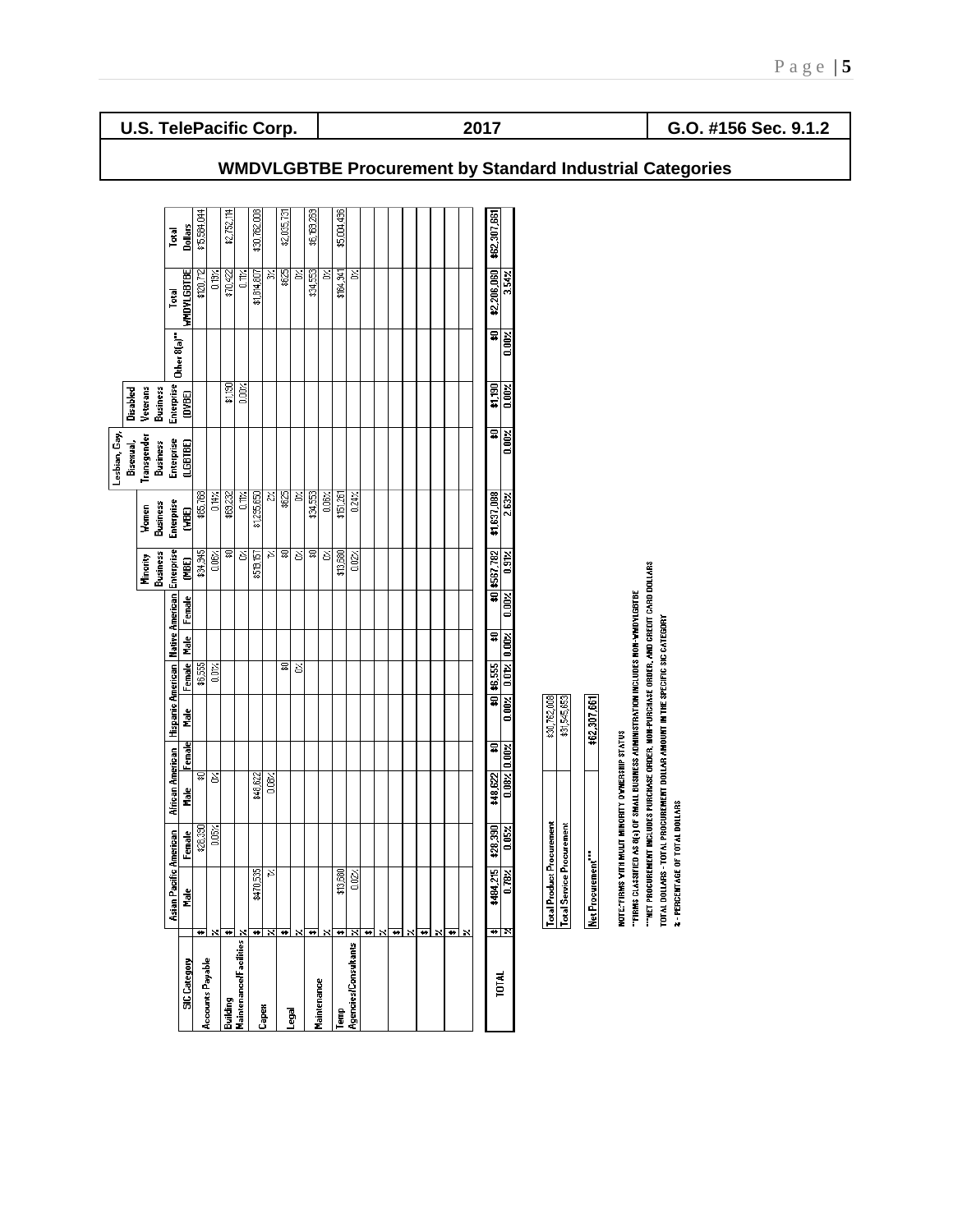| U.S. TelePacific Corp. | 2017 | G.O. #156 Sec. 9.1.2 |
|---|---|---|

## WMDVLGBTBE Procurement by Standard Industrial Categories

| SIC Category | | Asian Pacific American | | African American | | Hispanic American | | Native American | | Minority Business Enterprise (MBE) | Women Business Enterprise (WBE) | Lesbian, Gay, Bisexual, Transgender Business Enterprise (LGBTBE) | Disabled Veterans Business Enterprise (DVBE) | Other 8(a)** | Total WMDVLGBTBE | Total Dollars |
|---|---|---|---|---|---|---|---|---|---|---|---|---|---|---|---|---|
| | | Male | Female | Male | Female | Male | Female | Male | Female | | | | | | | |
| Accounts Payable | $ | | $28,330 | $0 | | | $6,555 | | | $34,945 | $85,768 | | | | $120,712 | $15,584,044 |
| | % | | 0.05% | 0% | | | 0.01% | | | 0.06% | 0.14% | | | | 0.19% | |
| Building Maintenance/Facilities | $ | | | | | | | | | $0 | $69,232 | | $1,190 | | $70,422 | $2,752,114 |
| | % | | | | | | | | | 0% | 0.11% | | 0.00% | | 0.11% | |
| Capex | $ | $470,535 | | $48,622 | | | | | | $519,157 | $1,295,650 | | | | $1,814,807 | $30,762,008 |
| | % | % | | 0.08% | | | | | | % | 2% | | | | 3% | |
| Legal | $ | | | | | | $0 | | | $0 | $625 | | | | $625 | $2,035,731 |
| | % | | | | | | 0% | | | 0% | 0% | | | | 0% | |
| Maintenance | $ | | | | | | | | | $0 | $34,553 | | | | $34,553 | $6,169,269 |
| | % | | | | | | | | | 0% | 0.06% | | | | 0% | |
| Temp Agencies/Consultants | $ | $13,680 | | | | | | | | $13,680 | $151,261 | | | | $164,941 | $5,004,496 |
| | % | 0.02% | | | | | | | | 0.02% | 0.24% | | | | 0% | |
| TOTAL | $ | $484,215 | $28,330 | $48,622 | $0 | $0 | $6,555 | $0 | $0 | $567,782 | $1,637,088 | $0 | $1,190 | $0 | $2,206,060 | $62,307,661 |
| | % | 0.78% | 0.05% | 0.08% | 0.00% | 0.00% | 0.01% | 0.00% | 0.00% | 0.91% | 2.63% | 0.00% | 0.00% | 0.00% | 3.54% | |

| | |
|---|---|
| Total Product Procurement | $30,762,008 |
| Total Service Procurement | $31,545,653 |
| Net Procurement*** | $62,307,661 |

NOTE: *FIRMS WITH MULTI MINORITY OWNERSHIP STATUS

**FIRMS CLASSIFIED AS 8(a) OF SMALL BUSINESS ADMINISTRATION INCLUDES NON-WMDVLGBTBE

***NET PROCUREMENT INCLUDES PURCHASE ORDER, NON-PURCHASE ORDER, AND CREDIT CARD DOLLARS

TOTAL DOLLARS - TOTAL PROCUREMENT DOLLAR AMOUNT IN THE SPECIFIC SIC CATEGORY

% - PERCENTAGE OF TOTAL DOLLARS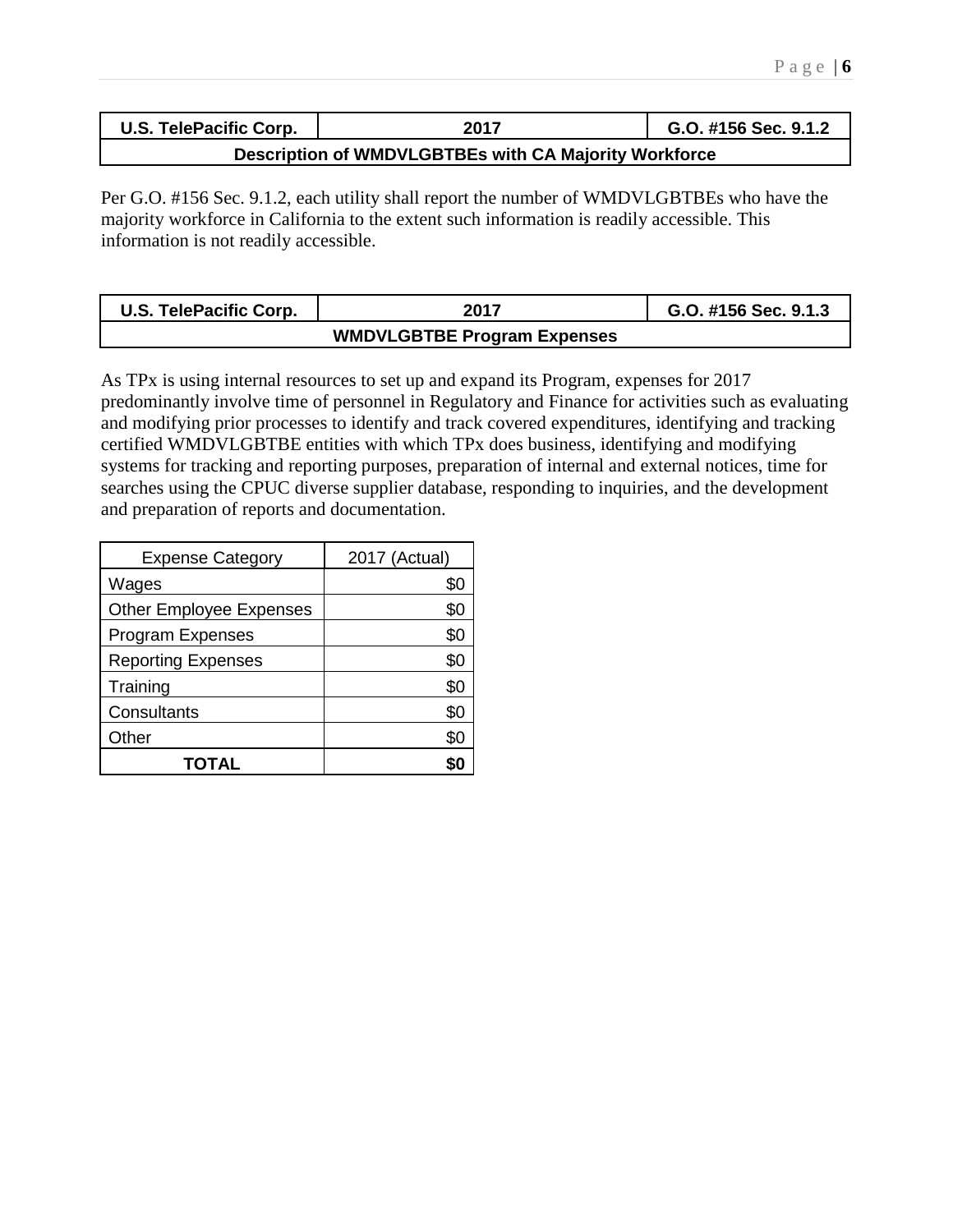| U.S. TelePacific Corp. | 2017 | G.O. #156 Sec. 9.1.2 |
|---|---|---|
| **Description of WMDVLGBTBEs with CA Majority Workforce** | | |

Per G.O. #156 Sec. 9.1.2, each utility shall report the number of WMDVLGBTBEs who have the majority workforce in California to the extent such information is readily accessible. This information is not readily accessible.

| U.S. TelePacific Corp. | 2017 | G.O. #156 Sec. 9.1.3 |
|---|---|---|
| **WMDVLGBTBE Program Expenses** | | |

As TPx is using internal resources to set up and expand its Program, expenses for 2017 predominantly involve time of personnel in Regulatory and Finance for activities such as evaluating and modifying prior processes to identify and track covered expenditures, identifying and tracking certified WMDVLGBTBE entities with which TPx does business, identifying and modifying systems for tracking and reporting purposes, preparation of internal and external notices, time for searches using the CPUC diverse supplier database, responding to inquiries, and the development and preparation of reports and documentation.

| Expense Category | 2017 (Actual) |
|---|---|
| Wages | $0 |
| Other Employee Expenses | $0 |
| Program Expenses | $0 |
| Reporting Expenses | $0 |
| Training | $0 |
| Consultants | $0 |
| Other | $0 |
| **TOTAL** | **$0** |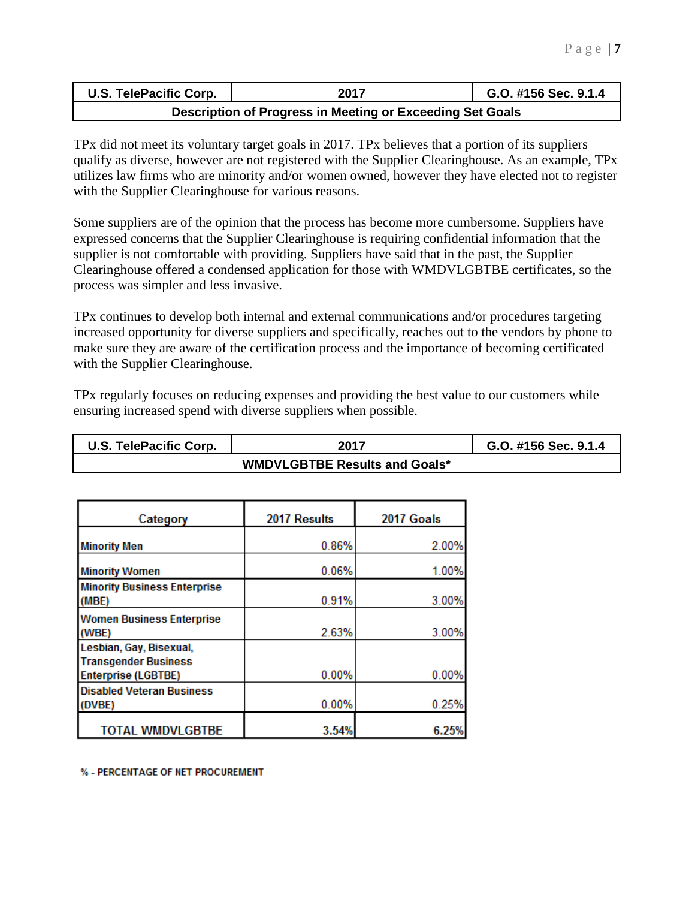| U.S. TelePacific Corp. | 2017 | G.O. #156 Sec. 9.1.4 |
|---|---|---|
| **Description of Progress in Meeting or Exceeding Set Goals** | | |

TPx did not meet its voluntary target goals in 2017. TPx believes that a portion of its suppliers qualify as diverse, however are not registered with the Supplier Clearinghouse. As an example, TPx utilizes law firms who are minority and/or women owned, however they have elected not to register with the Supplier Clearinghouse for various reasons.

Some suppliers are of the opinion that the process has become more cumbersome. Suppliers have expressed concerns that the Supplier Clearinghouse is requiring confidential information that the supplier is not comfortable with providing. Suppliers have said that in the past, the Supplier Clearinghouse offered a condensed application for those with WMDVLGBTBE certificates, so the process was simpler and less invasive.

TPx continues to develop both internal and external communications and/or procedures targeting increased opportunity for diverse suppliers and specifically, reaches out to the vendors by phone to make sure they are aware of the certification process and the importance of becoming certificated with the Supplier Clearinghouse.

TPx regularly focuses on reducing expenses and providing the best value to our customers while ensuring increased spend with diverse suppliers when possible.

| U.S. TelePacific Corp. | 2017 | G.O. #156 Sec. 9.1.4 |
|---|---|---|
| **WMDVLGBTBE Results and Goals*** | | |

| Category | 2017 Results | 2017 Goals |
|---|---|---|
| Minority Men | 0.86% | 2.00% |
| Minority Women | 0.06% | 1.00% |
| Minority Business Enterprise (MBE) | 0.91% | 3.00% |
| Women Business Enterprise (WBE) | 2.63% | 3.00% |
| Lesbian, Gay, Bisexual, Transgender Business Enterprise (LGBTBE) | 0.00% | 0.00% |
| Disabled Veteran Business (DVBE) | 0.00% | 0.25% |
| **TOTAL WMDVLGBTBE** | **3.54%** | **6.25%** |

% - PERCENTAGE OF NET PROCUREMENT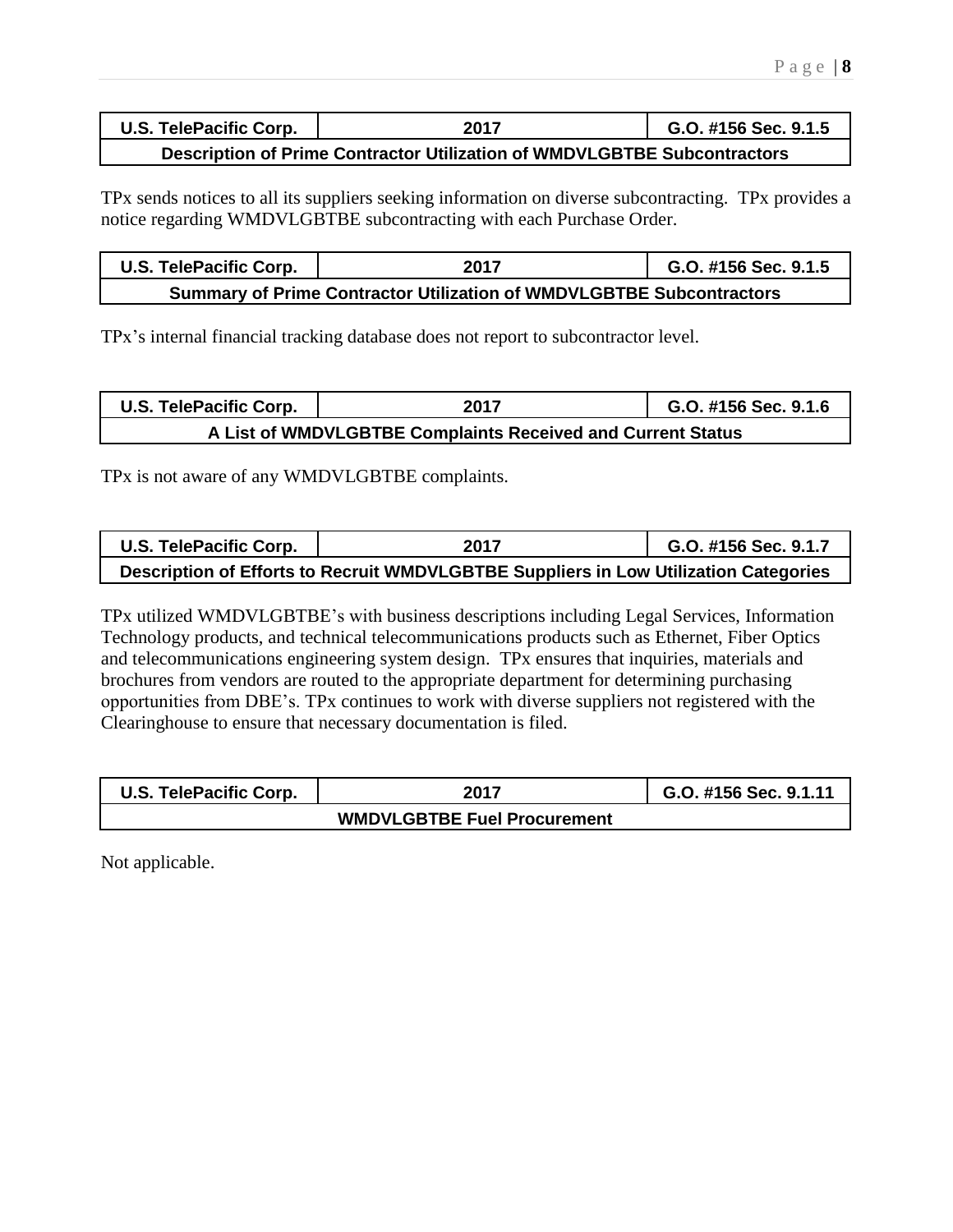| U.S. TelePacific Corp. | 2017 | G.O. #156 Sec. 9.1.5 |
|---|---|---|
| **Description of Prime Contractor Utilization of WMDVLGBTBE Subcontractors** | | |

TPx sends notices to all its suppliers seeking information on diverse subcontracting. TPx provides a notice regarding WMDVLGBTBE subcontracting with each Purchase Order.

| U.S. TelePacific Corp. | 2017 | G.O. #156 Sec. 9.1.5 |
|---|---|---|
| **Summary of Prime Contractor Utilization of WMDVLGBTBE Subcontractors** | | |

TPx's internal financial tracking database does not report to subcontractor level.

| U.S. TelePacific Corp. | 2017 | G.O. #156 Sec. 9.1.6 |
|---|---|---|
| **A List of WMDVLGBTBE Complaints Received and Current Status** | | |

TPx is not aware of any WMDVLGBTBE complaints.

| U.S. TelePacific Corp. | 2017 | G.O. #156 Sec. 9.1.7 |
|---|---|---|
| **Description of Efforts to Recruit WMDVLGBTBE Suppliers in Low Utilization Categories** | | |

TPx utilized WMDVLGBTBE's with business descriptions including Legal Services, Information Technology products, and technical telecommunications products such as Ethernet, Fiber Optics and telecommunications engineering system design. TPx ensures that inquiries, materials and brochures from vendors are routed to the appropriate department for determining purchasing opportunities from DBE's. TPx continues to work with diverse suppliers not registered with the Clearinghouse to ensure that necessary documentation is filed.

| U.S. TelePacific Corp. | 2017 | G.O. #156 Sec. 9.1.11 |
|---|---|---|
| **WMDVLGBTBE Fuel Procurement** | | |

Not applicable.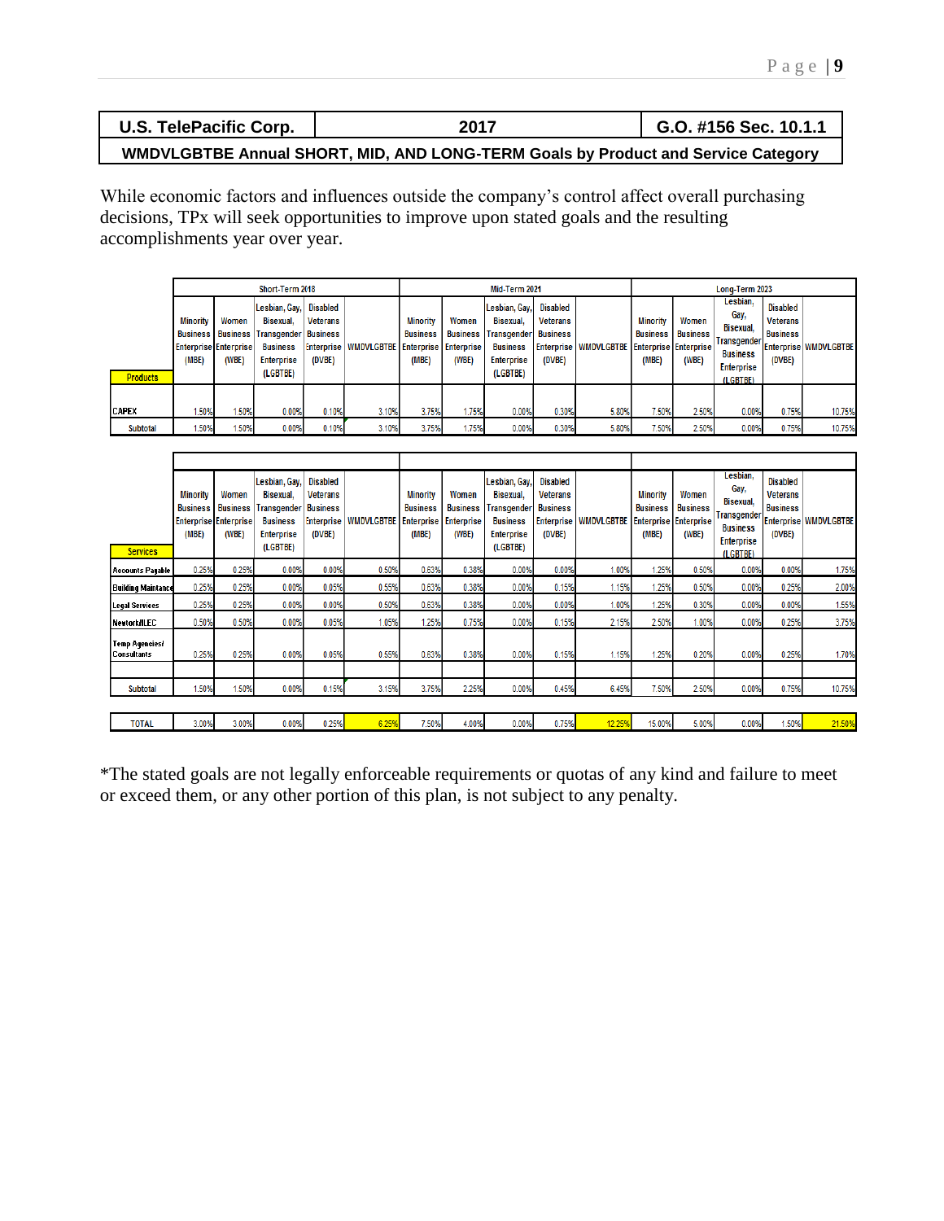| U.S. TelePacific Corp. | 2017 | G.O. #156 Sec. 10.1.1 |
|---|---|---|
| **WMDVLGBTBE Annual SHORT, MID, AND LONG-TERM Goals by Product and Service Category** | | |

While economic factors and influences outside the company's control affect overall purchasing decisions, TPx will seek opportunities to improve upon stated goals and the resulting accomplishments year over year.

| | Short-Term 2018 | | | | | Mid-Term 2021 | | | | | Long-Term 2023 | | | | |
|---|---|---|---|---|---|---|---|---|---|---|---|---|---|---|---|
| Products | Minority Business Enterprise (MBE) | Women Business Enterprise (WBE) | Lesbian, Gay, Bisexual, Transgender Business Enterprise (LGBTBE) | Disabled Veterans Business Enterprise (DVBE) | WMDVLGBTBE | Minority Business Enterprise (MBE) | Women Business Enterprise (WBE) | Lesbian, Gay, Bisexual, Transgender Business Enterprise (LGBTBE) | Disabled Veterans Business Enterprise (DVBE) | WMDVLGBTBE | Minority Business Enterprise (MBE) | Women Business Enterprise (WBE) | Lesbian, Gay, Bisexual, Transgender Business Enterprise (LGBTBE) | Disabled Veterans Business Enterprise (DVBE) | WMDVLGBTBE |
| CAPEX | 1.50% | 1.50% | 0.00% | 0.10% | 3.10% | 3.75% | 1.75% | 0.00% | 0.30% | 5.80% | 7.50% | 2.50% | 0.00% | 0.75% | 10.75% |
| Subtotal | 1.50% | 1.50% | 0.00% | 0.10% | 3.10% | 3.75% | 1.75% | 0.00% | 0.30% | 5.80% | 7.50% | 2.50% | 0.00% | 0.75% | 10.75% |
| Services | Minority Business Enterprise (MBE) | Women Business Enterprise (WBE) | Lesbian, Gay, Bisexual, Transgender Business Enterprise (LGBTBE) | Disabled Veterans Business Enterprise (DVBE) | WMDVLGBTBE | Minority Business Enterprise (MBE) | Women Business Enterprise (WBE) | Lesbian, Gay, Bisexual, Transgender Business Enterprise (LGBTBE) | Disabled Veterans Business Enterprise (DVBE) | WMDVLGBTBE | Minority Business Enterprise (MBE) | Women Business Enterprise (WBE) | Lesbian, Gay, Bisexual, Transgender Business Enterprise (LGBTBE) | Disabled Veterans Business Enterprise (DVBE) | WMDVLGBTBE |
| Accounts Payable | 0.25% | 0.25% | 0.00% | 0.00% | 0.50% | 0.63% | 0.38% | 0.00% | 0.00% | 1.00% | 1.25% | 0.50% | 0.00% | 0.00% | 1.75% |
| Building Maintance | 0.25% | 0.25% | 0.00% | 0.05% | 0.55% | 0.63% | 0.38% | 0.00% | 0.15% | 1.15% | 1.25% | 0.50% | 0.00% | 0.25% | 2.00% |
| Legal Services | 0.25% | 0.25% | 0.00% | 0.00% | 0.50% | 0.63% | 0.38% | 0.00% | 0.00% | 1.00% | 1.25% | 0.30% | 0.00% | 0.00% | 1.55% |
| Network/ILEC | 0.50% | 0.50% | 0.00% | 0.05% | 1.05% | 1.25% | 0.75% | 0.00% | 0.15% | 2.15% | 2.50% | 1.00% | 0.00% | 0.25% | 3.75% |
| Temp Agencies/ Consultants | 0.25% | 0.25% | 0.00% | 0.05% | 0.55% | 0.63% | 0.38% | 0.00% | 0.15% | 1.15% | 1.25% | 0.20% | 0.00% | 0.25% | 1.70% |
| Subtotal | 1.50% | 1.50% | 0.00% | 0.15% | 3.15% | 3.75% | 2.25% | 0.00% | 0.45% | 6.45% | 7.50% | 2.50% | 0.00% | 0.75% | 10.75% |
| TOTAL | 3.00% | 3.00% | 0.00% | 0.25% | 6.25% | 7.50% | 4.00% | 0.00% | 0.75% | 12.25% | 15.00% | 5.00% | 0.00% | 1.50% | 21.50% |

*The stated goals are not legally enforceable requirements or quotas of any kind and failure to meet or exceed them, or any other portion of this plan, is not subject to any penalty.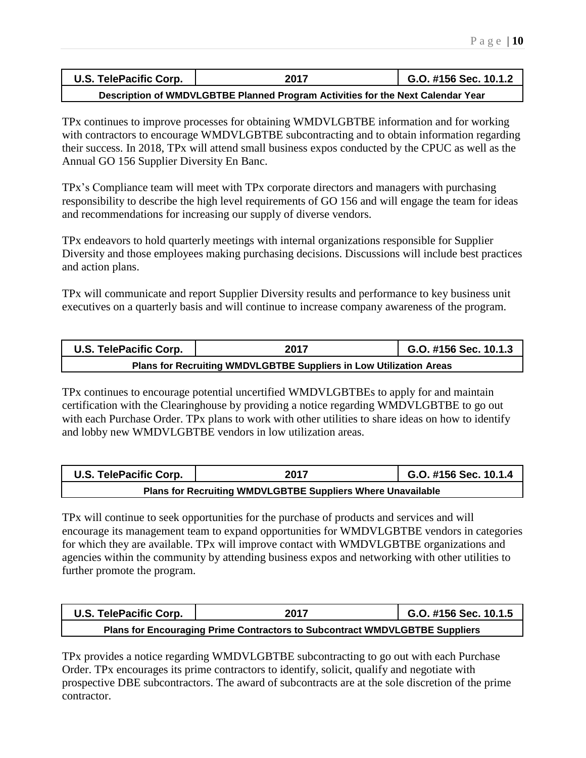| U.S. TelePacific Corp. | 2017 | G.O. #156 Sec. 10.1.2 |
|---|---|---|
| **Description of WMDVLGBTBE Planned Program Activities for the Next Calendar Year** | | |

TPx continues to improve processes for obtaining WMDVLGBTBE information and for working with contractors to encourage WMDVLGBTBE subcontracting and to obtain information regarding their success. In 2018, TPx will attend small business expos conducted by the CPUC as well as the Annual GO 156 Supplier Diversity En Banc.

TPx's Compliance team will meet with TPx corporate directors and managers with purchasing responsibility to describe the high level requirements of GO 156 and will engage the team for ideas and recommendations for increasing our supply of diverse vendors.

TPx endeavors to hold quarterly meetings with internal organizations responsible for Supplier Diversity and those employees making purchasing decisions. Discussions will include best practices and action plans.

TPx will communicate and report Supplier Diversity results and performance to key business unit executives on a quarterly basis and will continue to increase company awareness of the program.

| U.S. TelePacific Corp. | 2017 | G.O. #156 Sec. 10.1.3 |
|---|---|---|
| **Plans for Recruiting WMDVLGBTBE Suppliers in Low Utilization Areas** | | |

TPx continues to encourage potential uncertified WMDVLGBTBEs to apply for and maintain certification with the Clearinghouse by providing a notice regarding WMDVLGBTBE to go out with each Purchase Order. TPx plans to work with other utilities to share ideas on how to identify and lobby new WMDVLGBTBE vendors in low utilization areas.

| U.S. TelePacific Corp. | 2017 | G.O. #156 Sec. 10.1.4 |
|---|---|---|
| **Plans for Recruiting WMDVLGBTBE Suppliers Where Unavailable** | | |

TPx will continue to seek opportunities for the purchase of products and services and will encourage its management team to expand opportunities for WMDVLGBTBE vendors in categories for which they are available. TPx will improve contact with WMDVLGBTBE organizations and agencies within the community by attending business expos and networking with other utilities to further promote the program.

| U.S. TelePacific Corp. | 2017 | G.O. #156 Sec. 10.1.5 |
|---|---|---|
| **Plans for Encouraging Prime Contractors to Subcontract WMDVLGBTBE Suppliers** | | |

TPx provides a notice regarding WMDVLGBTBE subcontracting to go out with each Purchase Order. TPx encourages its prime contractors to identify, solicit, qualify and negotiate with prospective DBE subcontractors. The award of subcontracts are at the sole discretion of the prime contractor.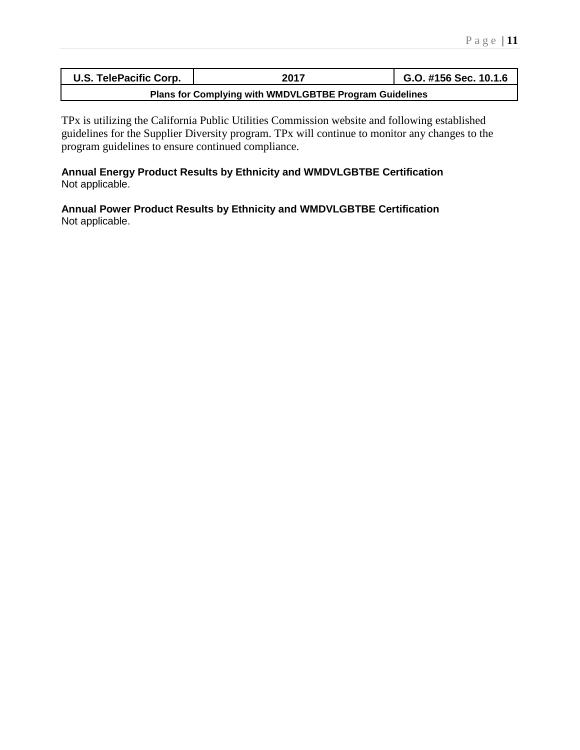| U.S. TelePacific Corp. | 2017 | G.O. #156 Sec. 10.1.6 |
|---|---|---|
| **Plans for Complying with WMDVLGBTBE Program Guidelines** | | |

TPx is utilizing the California Public Utilities Commission website and following established guidelines for the Supplier Diversity program. TPx will continue to monitor any changes to the program guidelines to ensure continued compliance.

**Annual Energy Product Results by Ethnicity and WMDVLGBTBE Certification**
Not applicable.

**Annual Power Product Results by Ethnicity and WMDVLGBTBE Certification**
Not applicable.